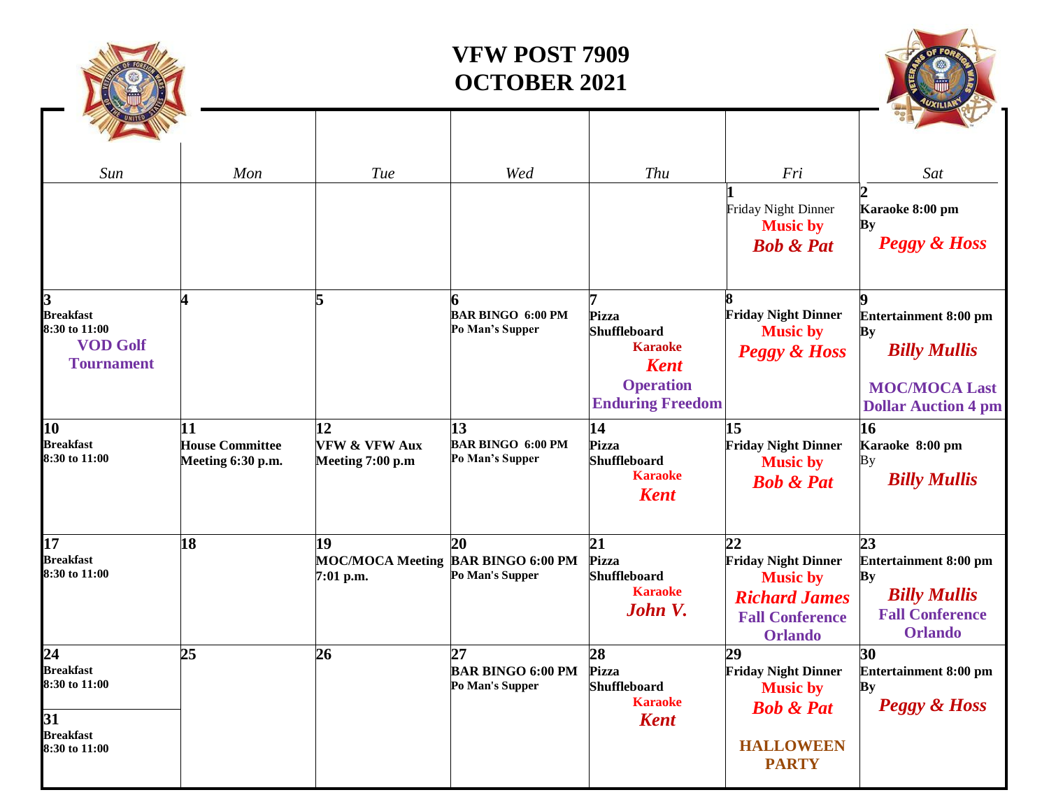# VFW POST 7909
# OCTOBER 2021

| Sun | Mon | Tue | Wed | Thu | Fri | Sat |
|---|---|---|---|---|---|---|
| | | | | | **1** Friday Night Dinner **Music by** ***Bob & Pat*** | **2** **Karaoke 8:00 pm** **By** ***Peggy & Hoss*** |
| **3** **Breakfast** **8:30 to 11:00** **VOD Golf Tournament** | **4** | **5** | **6** **BAR BINGO 6:00 PM** **Po Man's Supper** | **7** **Pizza** **Shuffleboard** **Karaoke** ***Kent*** **Operation Enduring Freedom** | **8** **Friday Night Dinner** **Music by** ***Peggy & Hoss*** | **9** **Entertainment 8:00 pm** **By** ***Billy Mullis*** **MOC/MOCA Last Dollar Auction 4 pm** |
| **10** **Breakfast** **8:30 to 11:00** | **11** **House Committee Meeting 6:30 p.m.** | **12** **VFW & VFW Aux Meeting 7:00 p.m** | **13** **BAR BINGO 6:00 PM** **Po Man's Supper** | **14** **Pizza** **Shuffleboard** **Karaoke** ***Kent*** | **15** **Friday Night Dinner** **Music by** ***Bob & Pat*** | **16** **Karaoke 8:00 pm** By ***Billy Mullis*** |
| **17** **Breakfast** **8:30 to 11:00** | **18** | **19** **MOC/MOCA Meeting 7:01 p.m.** | **20** **BAR BINGO 6:00 PM** **Po Man's Supper** | **21** **Pizza** **Shuffleboard** **Karaoke** ***John V.*** | **22** **Friday Night Dinner** **Music by** ***Richard James*** **Fall Conference Orlando** | **23** **Entertainment 8:00 pm** **By** ***Billy Mullis*** **Fall Conference Orlando** |
| **24** **Breakfast** **8:30 to 11:00** / **31** **Breakfast** **8:30 to 11:00** | **25** | **26** | **27** **BAR BINGO 6:00 PM** **Po Man's Supper** | **28** **Pizza** **Shuffleboard** **Karaoke** ***Kent*** | **29** **Friday Night Dinner** **Music by** ***Bob & Pat*** **HALLOWEEN PARTY** | **30** **Entertainment 8:00 pm** **By** ***Peggy & Hoss*** |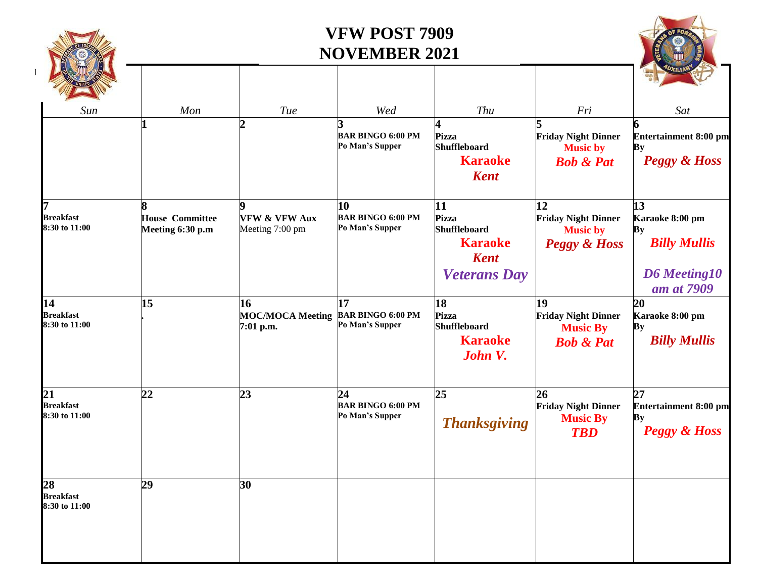# VFW POST 7909
# NOVEMBER 2021

| Sun | Mon | Tue | Wed | Thu | Fri | Sat |
|---|---|---|---|---|---|---|
| | **1** | **2** | **3** **BAR BINGO 6:00 PM** **Po Man's Supper** | **4** **Pizza** **Shuffleboard** **Karaoke** ***Kent*** | **5** **Friday Night Dinner** **Music by** ***Bob & Pat*** | **6** **Entertainment 8:00 pm** **By** ***Peggy & Hoss*** |
| **7** **Breakfast** **8:30 to 11:00** | **8** **House Committee Meeting 6:30 p.m** | **9** **VFW & VFW Aux** Meeting 7:00 pm | **10** **BAR BINGO 6:00 PM** **Po Man's Supper** | **11** **Pizza** **Shuffleboard** **Karaoke** ***Kent*** ***Veterans Day*** | **12** **Friday Night Dinner** **Music by** ***Peggy & Hoss*** | **13** **Karaoke 8:00 pm** **By** ***Billy Mullis*** ***D6 Meeting10 am at 7909*** |
| **14** **Breakfast** **8:30 to 11:00** | **15** . | **16** **MOC/MOCA Meeting** **7:01 p.m.** | **17** **BAR BINGO 6:00 PM** **Po Man's Supper** | **18** **Pizza** **Shuffleboard** **Karaoke** ***John V.*** | **19** **Friday Night Dinner** **Music By** ***Bob & Pat*** | **20** **Karaoke 8:00 pm** **By** ***Billy Mullis*** |
| **21** **Breakfast** **8:30 to 11:00** | **22** | **23** | **24** **BAR BINGO 6:00 PM** **Po Man's Supper** | **25** ***Thanksgiving*** | **26** **Friday Night Dinner** **Music By** ***TBD*** | **27** **Entertainment 8:00 pm** **By** ***Peggy & Hoss*** |
| **28** **Breakfast** **8:30 to 11:00** | **29** | **30** | | | | |